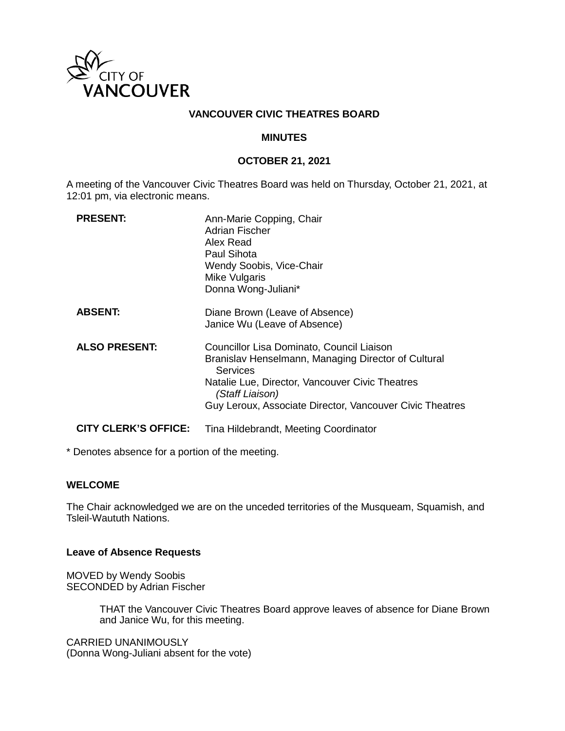CITY OF VANCOUVER

# VANCOUVER CIVIC THEATRES BOARD

## MINUTES

## OCTOBER 21, 2021

A meeting of the Vancouver Civic Theatres Board was held on Thursday, October 21, 2021, at 12:01 pm, via electronic means.

| | |
|---|---|
| **PRESENT:** | Ann-Marie Copping, Chair<br>Adrian Fischer<br>Alex Read<br>Paul Sihota<br>Wendy Soobis, Vice-Chair<br>Mike Vulgaris<br>Donna Wong-Juliani* |
| **ABSENT:** | Diane Brown (Leave of Absence)<br>Janice Wu (Leave of Absence) |
| **ALSO PRESENT:** | Councillor Lisa Dominato, Council Liaison<br>Branislav Henselmann, Managing Director of Cultural Services<br>Natalie Lue, Director, Vancouver Civic Theatres *(Staff Liaison)*<br>Guy Leroux, Associate Director, Vancouver Civic Theatres |
| **CITY CLERK'S OFFICE:** | Tina Hildebrandt, Meeting Coordinator |

* Denotes absence for a portion of the meeting.

### WELCOME

The Chair acknowledged we are on the unceded territories of the Musqueam, Squamish, and Tsleil-Waututh Nations.

### Leave of Absence Requests

MOVED by Wendy Soobis
SECONDED by Adrian Fischer

> THAT the Vancouver Civic Theatres Board approve leaves of absence for Diane Brown and Janice Wu, for this meeting.

CARRIED UNANIMOUSLY
(Donna Wong-Juliani absent for the vote)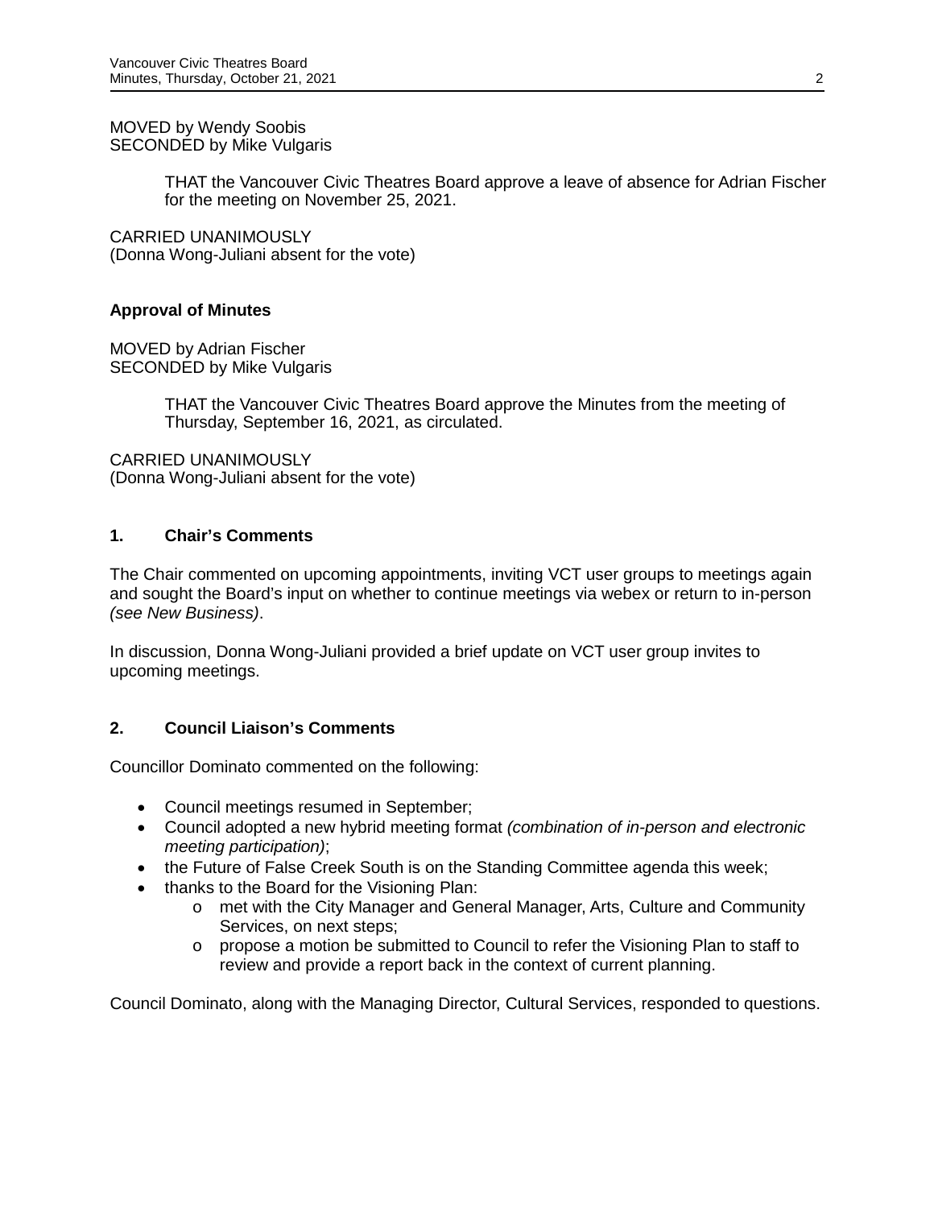MOVED by Wendy Soobis
SECONDED by Mike Vulgaris

> THAT the Vancouver Civic Theatres Board approve a leave of absence for Adrian Fischer for the meeting on November 25, 2021.

CARRIED UNANIMOUSLY
(Donna Wong-Juliani absent for the vote)

**Approval of Minutes**

MOVED by Adrian Fischer
SECONDED by Mike Vulgaris

> THAT the Vancouver Civic Theatres Board approve the Minutes from the meeting of Thursday, September 16, 2021, as circulated.

CARRIED UNANIMOUSLY
(Donna Wong-Juliani absent for the vote)

## 1. Chair's Comments

The Chair commented on upcoming appointments, inviting VCT user groups to meetings again and sought the Board's input on whether to continue meetings via webex or return to in-person *(see New Business)*.

In discussion, Donna Wong-Juliani provided a brief update on VCT user group invites to upcoming meetings.

## 2. Council Liaison's Comments

Councillor Dominato commented on the following:

- Council meetings resumed in September;
- Council adopted a new hybrid meeting format *(combination of in-person and electronic meeting participation)*;
- the Future of False Creek South is on the Standing Committee agenda this week;
- thanks to the Board for the Visioning Plan:
    - met with the City Manager and General Manager, Arts, Culture and Community Services, on next steps;
    - propose a motion be submitted to Council to refer the Visioning Plan to staff to review and provide a report back in the context of current planning.

Council Dominato, along with the Managing Director, Cultural Services, responded to questions.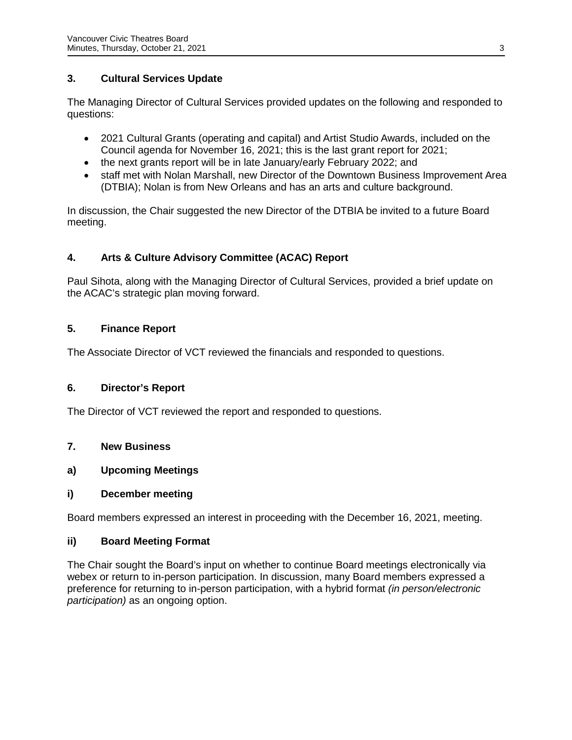### 3. Cultural Services Update

The Managing Director of Cultural Services provided updates on the following and responded to questions:

- 2021 Cultural Grants (operating and capital) and Artist Studio Awards, included on the Council agenda for November 16, 2021; this is the last grant report for 2021;
- the next grants report will be in late January/early February 2022; and
- staff met with Nolan Marshall, new Director of the Downtown Business Improvement Area (DTBIA); Nolan is from New Orleans and has an arts and culture background.

In discussion, the Chair suggested the new Director of the DTBIA be invited to a future Board meeting.

### 4. Arts & Culture Advisory Committee (ACAC) Report

Paul Sihota, along with the Managing Director of Cultural Services, provided a brief update on the ACAC's strategic plan moving forward.

### 5. Finance Report

The Associate Director of VCT reviewed the financials and responded to questions.

### 6. Director's Report

The Director of VCT reviewed the report and responded to questions.

### 7. New Business

#### a) Upcoming Meetings

#### i) December meeting

Board members expressed an interest in proceeding with the December 16, 2021, meeting.

#### ii) Board Meeting Format

The Chair sought the Board's input on whether to continue Board meetings electronically via webex or return to in-person participation. In discussion, many Board members expressed a preference for returning to in-person participation, with a hybrid format *(in person/electronic participation)* as an ongoing option.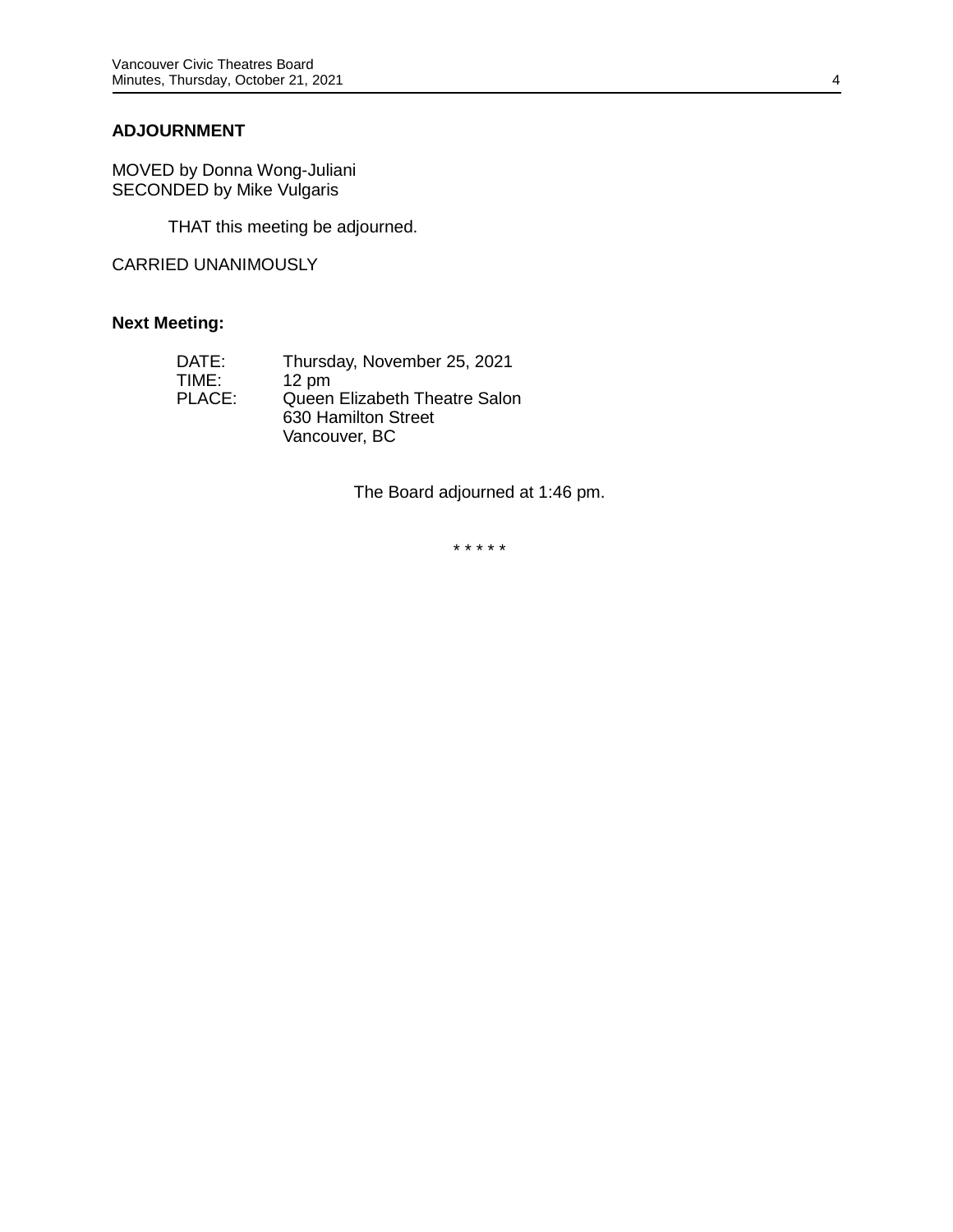**ADJOURNMENT**

MOVED by Donna Wong-Juliani
SECONDED by Mike Vulgaris

THAT this meeting be adjourned.

CARRIED UNANIMOUSLY

**Next Meeting:**

DATE: Thursday, November 25, 2021
TIME: 12 pm
PLACE: Queen Elizabeth Theatre Salon
630 Hamilton Street
Vancouver, BC

The Board adjourned at 1:46 pm.

* * * * *